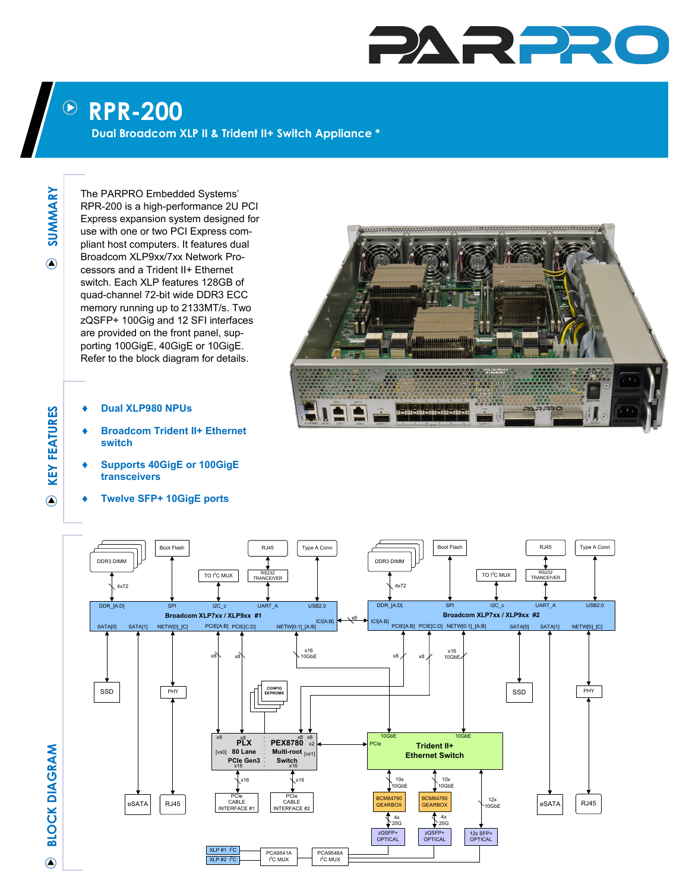# RPR-200

## Dual Broadcom XLP II & Trident II+ Switch Appliance *

## SUMMARY

The PARPRO Embedded Systems' RPR-200 is a high-performance 2U PCI Express expansion system designed for use with one or two PCI Express compliant host computers. It features dual Broadcom XLP9xx/7xx Network Processors and a Trident II+ Ethernet switch. Each XLP features 128GB of quad-channel 72-bit wide DDR3 ECC memory running up to 2133MT/s. Two zQSFP+ 100Gig and 12 SFI interfaces are provided on the front panel, supporting 100GigE, 40GigE or 10GigE. Refer to the block diagram for details.

## KEY FEATURES

- Dual XLP980 NPUs
- Broadcom Trident II+ Ethernet switch
- Supports 40GigE or 100GigE transceivers
- Twelve SFP+ 10GigE ports

## BLOCK DIAGRAM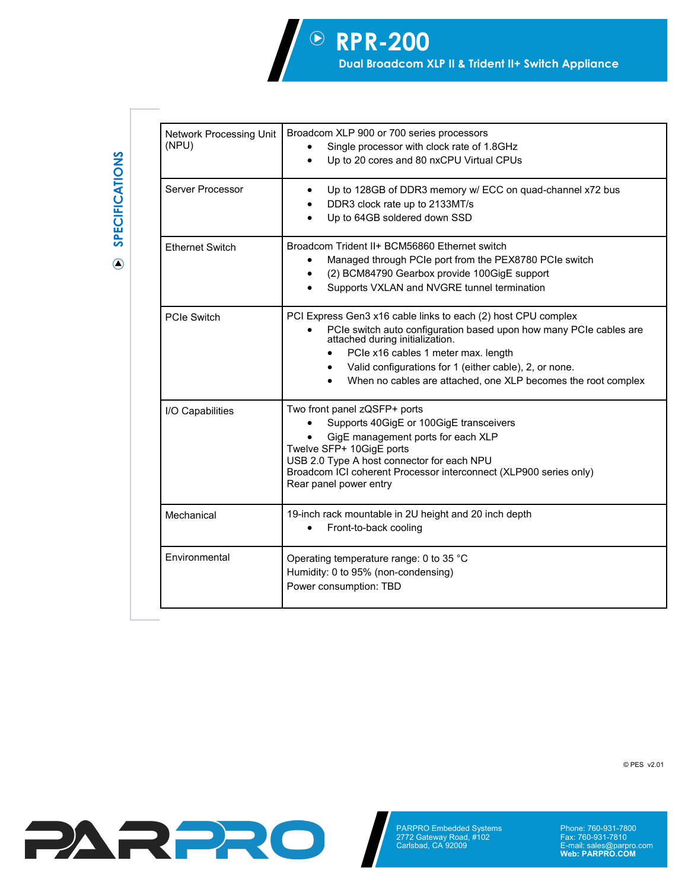# RPR-200

## Dual Broadcom XLP II & Trident II+ Switch Appliance

## SPECIFICATIONS

| | |
|---|---|
| Network Processing Unit (NPU) | Broadcom XLP 900 or 700 series processors<br>• Single processor with clock rate of 1.8GHz<br>• Up to 20 cores and 80 nxCPU Virtual CPUs |
| Server Processor | • Up to 128GB of DDR3 memory w/ ECC on quad-channel x72 bus<br>• DDR3 clock rate up to 2133MT/s<br>• Up to 64GB soldered down SSD |
| Ethernet Switch | Broadcom Trident II+ BCM56860 Ethernet switch<br>• Managed through PCIe port from the PEX8780 PCIe switch<br>• (2) BCM84790 Gearbox provide 100GigE support<br>• Supports VXLAN and NVGRE tunnel termination |
| PCIe Switch | PCI Express Gen3 x16 cable links to each (2) host CPU complex<br>• PCIe switch auto configuration based upon how many PCIe cables are attached during initialization.<br>  • PCIe x16 cables 1 meter max. length<br>  • Valid configurations for 1 (either cable), 2, or none.<br>  • When no cables are attached, one XLP becomes the root complex |
| I/O Capabilities | Two front panel zQSFP+ ports<br>• Supports 40GigE or 100GigE transceivers<br>• GigE management ports for each XLP<br>Twelve SFP+ 10GigE ports<br>USB 2.0 Type A host connector for each NPU<br>Broadcom ICI coherent Processor interconnect (XLP900 series only)<br>Rear panel power entry |
| Mechanical | 19-inch rack mountable in 2U height and 20 inch depth<br>• Front-to-back cooling |
| Environmental | Operating temperature range: 0 to 35 °C<br>Humidity: 0 to 95% (non-condensing)<br>Power consumption: TBD |

© PES v2.01

PARPRO

PARPRO Embedded Systems
2772 Gateway Road, #102
Carlsbad, CA 92009

Phone: 760-931-7800
Fax: 760-931-7810
E-mail: sales@parpro.com
**Web: PARPRO.COM**